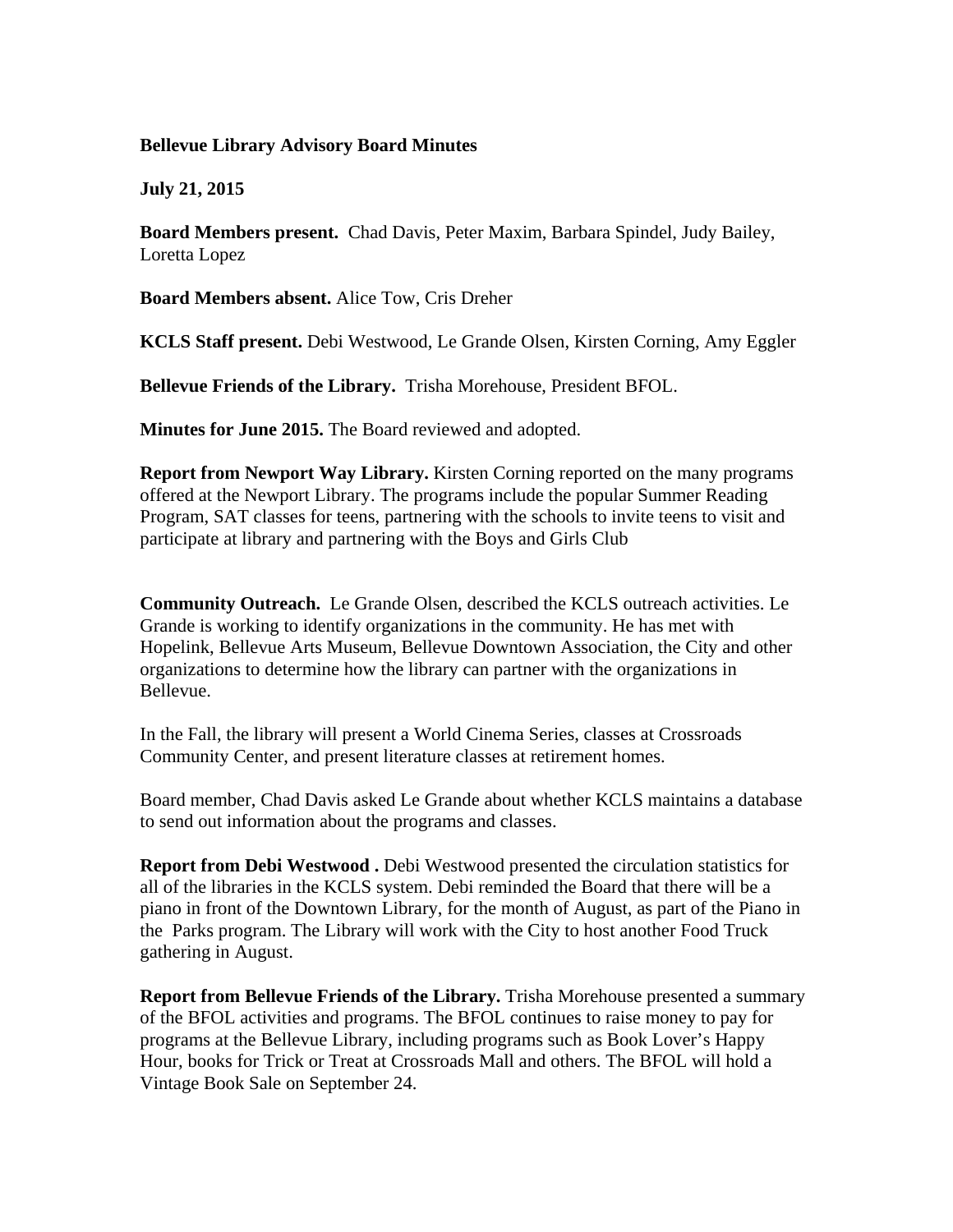**Bellevue Library Advisory Board Minutes**

**July 21, 2015**

**Board Members present.** Chad Davis, Peter Maxim, Barbara Spindel, Judy Bailey, Loretta Lopez

**Board Members absent.** Alice Tow, Cris Dreher

**KCLS Staff present.** Debi Westwood, Le Grande Olsen, Kirsten Corning, Amy Eggler

**Bellevue Friends of the Library.** Trisha Morehouse, President BFOL.

**Minutes for June 2015.** The Board reviewed and adopted.

**Report from Newport Way Library.** Kirsten Corning reported on the many programs offered at the Newport Library. The programs include the popular Summer Reading Program, SAT classes for teens, partnering with the schools to invite teens to visit and participate at library and partnering with the Boys and Girls Club

**Community Outreach.** Le Grande Olsen, described the KCLS outreach activities. Le Grande is working to identify organizations in the community. He has met with Hopelink, Bellevue Arts Museum, Bellevue Downtown Association, the City and other organizations to determine how the library can partner with the organizations in Bellevue.

In the Fall, the library will present a World Cinema Series, classes at Crossroads Community Center, and present literature classes at retirement homes.

Board member, Chad Davis asked Le Grande about whether KCLS maintains a database to send out information about the programs and classes.

**Report from Debi Westwood .** Debi Westwood presented the circulation statistics for all of the libraries in the KCLS system. Debi reminded the Board that there will be a piano in front of the Downtown Library, for the month of August, as part of the Piano in the Parks program. The Library will work with the City to host another Food Truck gathering in August.

**Report from Bellevue Friends of the Library.** Trisha Morehouse presented a summary of the BFOL activities and programs. The BFOL continues to raise money to pay for programs at the Bellevue Library, including programs such as Book Lover's Happy Hour, books for Trick or Treat at Crossroads Mall and others. The BFOL will hold a Vintage Book Sale on September 24.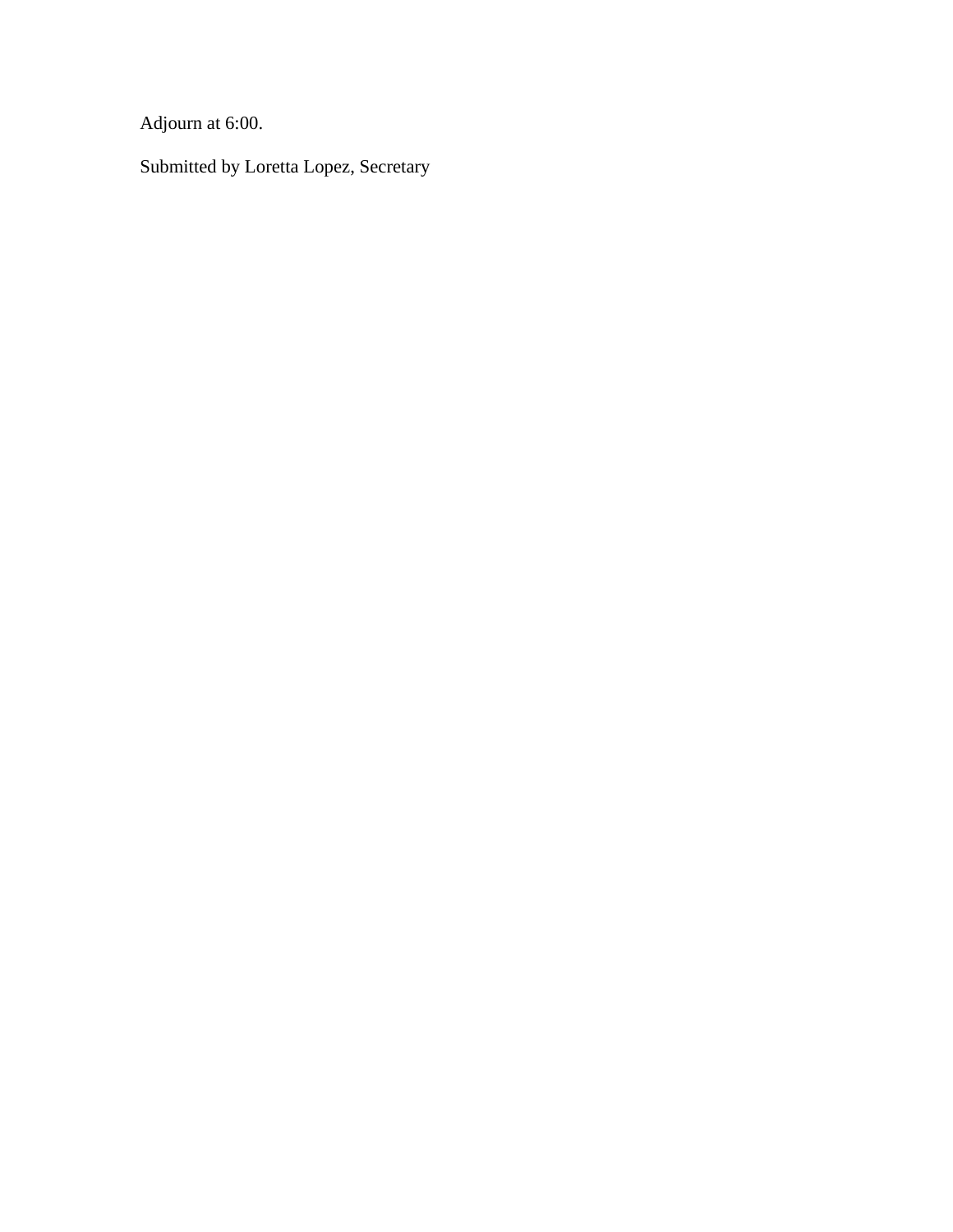Adjourn at 6:00.

Submitted by Loretta Lopez, Secretary